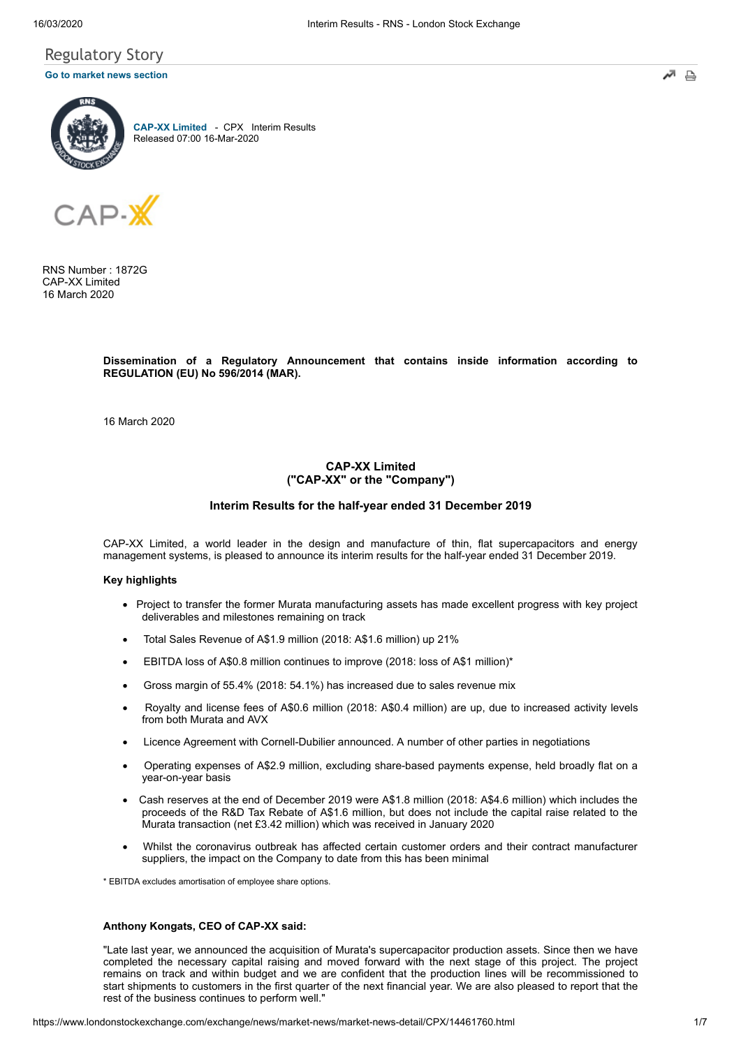Regulatory Story

Go to market news section

CAP-XX Limited - CPX Interim Results
Released 07:00 16-Mar-2020

RNS Number : 1872G
CAP-XX Limited
16 March 2020

**Dissemination of a Regulatory Announcement that contains inside information according to REGULATION (EU) No 596/2014 (MAR).**

16 March 2020

**CAP-XX Limited**
**("CAP-XX" or the "Company")**

**Interim Results for the half-year ended 31 December 2019**

CAP-XX Limited, a world leader in the design and manufacture of thin, flat supercapacitors and energy management systems, is pleased to announce its interim results for the half-year ended 31 December 2019.

**Key highlights**

- Project to transfer the former Murata manufacturing assets has made excellent progress with key project deliverables and milestones remaining on track
- Total Sales Revenue of A$1.9 million (2018: A$1.6 million) up 21%
- EBITDA loss of A$0.8 million continues to improve (2018: loss of A$1 million)*
- Gross margin of 55.4% (2018: 54.1%) has increased due to sales revenue mix
- Royalty and license fees of A$0.6 million (2018: A$0.4 million) are up, due to increased activity levels from both Murata and AVX
- Licence Agreement with Cornell-Dubilier announced. A number of other parties in negotiations
- Operating expenses of A$2.9 million, excluding share-based payments expense, held broadly flat on a year-on-year basis
- Cash reserves at the end of December 2019 were A$1.8 million (2018: A$4.6 million) which includes the proceeds of the R&D Tax Rebate of A$1.6 million, but does not include the capital raise related to the Murata transaction (net £3.42 million) which was received in January 2020
- Whilst the coronavirus outbreak has affected certain customer orders and their contract manufacturer suppliers, the impact on the Company to date from this has been minimal

* EBITDA excludes amortisation of employee share options.

**Anthony Kongats, CEO of CAP-XX said:**

"Late last year, we announced the acquisition of Murata's supercapacitor production assets. Since then we have completed the necessary capital raising and moved forward with the next stage of this project. The project remains on track and within budget and we are confident that the production lines will be recommissioned to start shipments to customers in the first quarter of the next financial year. We are also pleased to report that the rest of the business continues to perform well."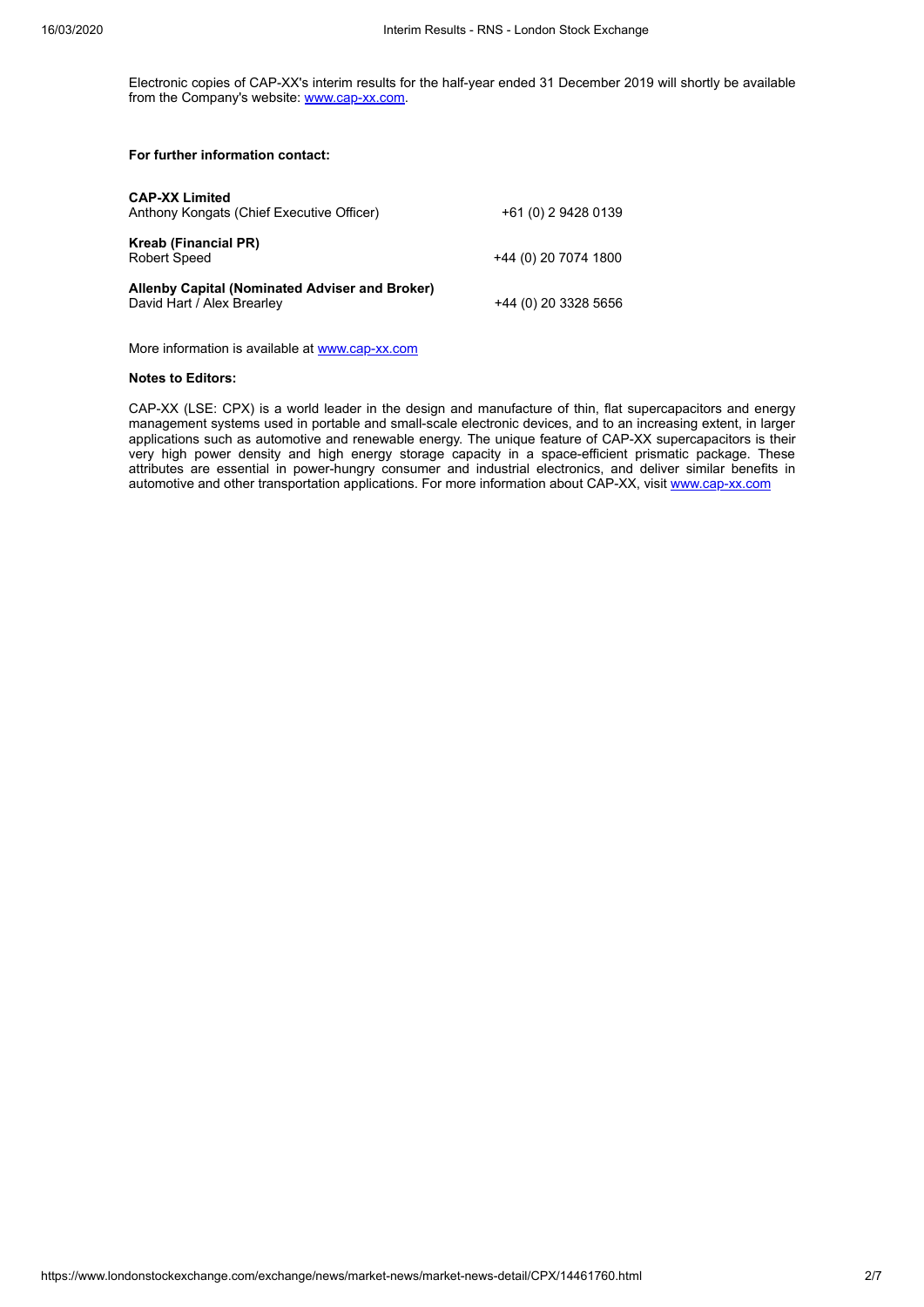Electronic copies of CAP-XX's interim results for the half-year ended 31 December 2019 will shortly be available from the Company's website: www.cap-xx.com.

**For further information contact:**

| | |
|---|---|
| **CAP-XX Limited**<br>Anthony Kongats (Chief Executive Officer) | +61 (0) 2 9428 0139 |
| **Kreab (Financial PR)**<br>Robert Speed | +44 (0) 20 7074 1800 |
| **Allenby Capital (Nominated Adviser and Broker)**<br>David Hart / Alex Brearley | +44 (0) 20 3328 5656 |

More information is available at www.cap-xx.com

**Notes to Editors:**

CAP-XX (LSE: CPX) is a world leader in the design and manufacture of thin, flat supercapacitors and energy management systems used in portable and small-scale electronic devices, and to an increasing extent, in larger applications such as automotive and renewable energy. The unique feature of CAP-XX supercapacitors is their very high power density and high energy storage capacity in a space-efficient prismatic package. These attributes are essential in power-hungry consumer and industrial electronics, and deliver similar benefits in automotive and other transportation applications. For more information about CAP-XX, visit www.cap-xx.com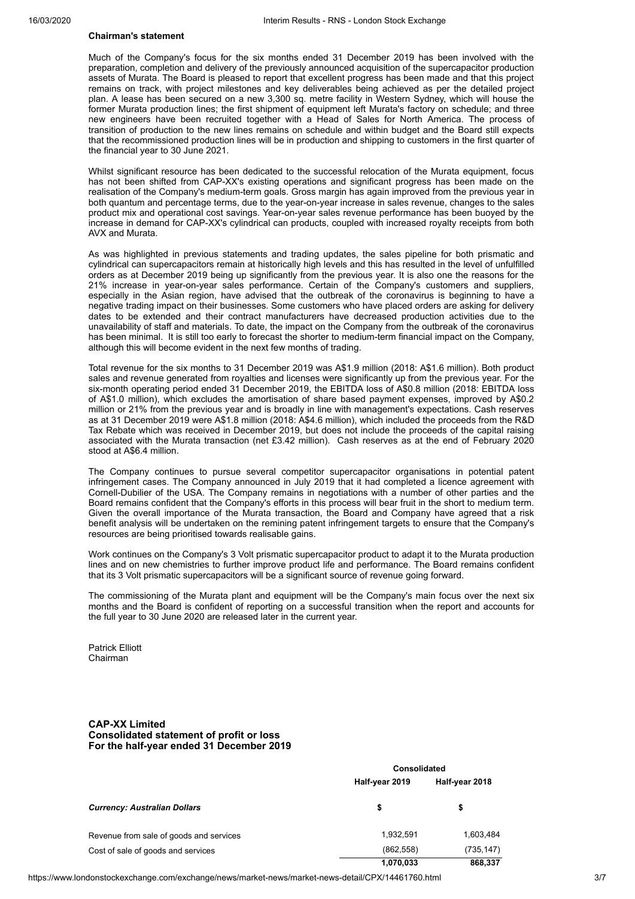**Chairman's statement**

Much of the Company's focus for the six months ended 31 December 2019 has been involved with the preparation, completion and delivery of the previously announced acquisition of the supercapacitor production assets of Murata. The Board is pleased to report that excellent progress has been made and that this project remains on track, with project milestones and key deliverables being achieved as per the detailed project plan. A lease has been secured on a new 3,300 sq. metre facility in Western Sydney, which will house the former Murata production lines; the first shipment of equipment left Murata's factory on schedule; and three new engineers have been recruited together with a Head of Sales for North America. The process of transition of production to the new lines remains on schedule and within budget and the Board still expects that the recommissioned production lines will be in production and shipping to customers in the first quarter of the financial year to 30 June 2021.

Whilst significant resource has been dedicated to the successful relocation of the Murata equipment, focus has not been shifted from CAP-XX's existing operations and significant progress has been made on the realisation of the Company's medium-term goals. Gross margin has again improved from the previous year in both quantum and percentage terms, due to the year-on-year increase in sales revenue, changes to the sales product mix and operational cost savings. Year-on-year sales revenue performance has been buoyed by the increase in demand for CAP-XX's cylindrical can products, coupled with increased royalty receipts from both AVX and Murata.

As was highlighted in previous statements and trading updates, the sales pipeline for both prismatic and cylindrical can supercapacitors remain at historically high levels and this has resulted in the level of unfulfilled orders as at December 2019 being up significantly from the previous year. It is also one the reasons for the 21% increase in year-on-year sales performance. Certain of the Company's customers and suppliers, especially in the Asian region, have advised that the outbreak of the coronavirus is beginning to have a negative trading impact on their businesses. Some customers who have placed orders are asking for delivery dates to be extended and their contract manufacturers have decreased production activities due to the unavailability of staff and materials. To date, the impact on the Company from the outbreak of the coronavirus has been minimal. It is still too early to forecast the shorter to medium-term financial impact on the Company, although this will become evident in the next few months of trading.

Total revenue for the six months to 31 December 2019 was A$1.9 million (2018: A$1.6 million). Both product sales and revenue generated from royalties and licenses were significantly up from the previous year. For the six-month operating period ended 31 December 2019, the EBITDA loss of A$0.8 million (2018: EBITDA loss of A$1.0 million), which excludes the amortisation of share based payment expenses, improved by A$0.2 million or 21% from the previous year and is broadly in line with management's expectations. Cash reserves as at 31 December 2019 were A$1.8 million (2018: A$4.6 million), which included the proceeds from the R&D Tax Rebate which was received in December 2019, but does not include the proceeds of the capital raising associated with the Murata transaction (net £3.42 million). Cash reserves as at the end of February 2020 stood at A$6.4 million.

The Company continues to pursue several competitor supercapacitor organisations in potential patent infringement cases. The Company announced in July 2019 that it had completed a licence agreement with Cornell-Dubilier of the USA. The Company remains in negotiations with a number of other parties and the Board remains confident that the Company's efforts in this process will bear fruit in the short to medium term. Given the overall importance of the Murata transaction, the Board and Company have agreed that a risk benefit analysis will be undertaken on the remining patent infringement targets to ensure that the Company's resources are being prioritised towards realisable gains.

Work continues on the Company's 3 Volt prismatic supercapacitor product to adapt it to the Murata production lines and on new chemistries to further improve product life and performance. The Board remains confident that its 3 Volt prismatic supercapacitors will be a significant source of revenue going forward.

The commissioning of the Murata plant and equipment will be the Company's main focus over the next six months and the Board is confident of reporting on a successful transition when the report and accounts for the full year to 30 June 2020 are released later in the current year.

Patrick Elliott
Chairman

**CAP-XX Limited**
**Consolidated statement of profit or loss**
**For the half-year ended 31 December 2019**

| | Consolidated | |
|---|---|---|
| | Half-year 2019 | Half-year 2018 |
| ***Currency: Australian Dollars*** | $ | $ |
| Revenue from sale of goods and services | 1,932,591 | 1,603,484 |
| Cost of sale of goods and services | (862,558) | (735,147) |
| | **1,070,033** | **868,337** |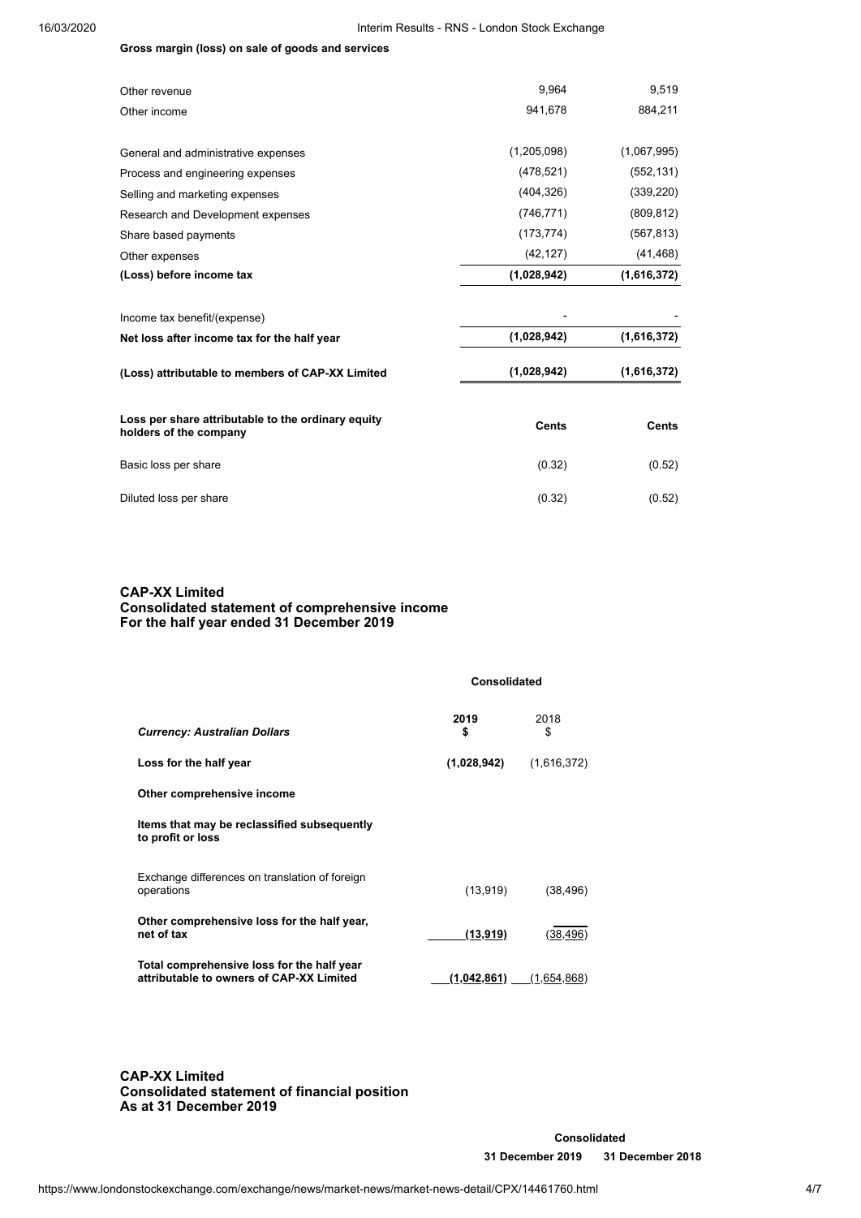**Gross margin (loss) on sale of goods and services**

| | | |
|---|---|---|
| Other revenue | 9,964 | 9,519 |
| Other income | 941,678 | 884,211 |
| | | |
| General and administrative expenses | (1,205,098) | (1,067,995) |
| Process and engineering expenses | (478,521) | (552,131) |
| Selling and marketing expenses | (404,326) | (339,220) |
| Research and Development expenses | (746,771) | (809,812) |
| Share based payments | (173,774) | (567,813) |
| Other expenses | (42,127) | (41,468) |
| **(Loss) before income tax** | **(1,028,942)** | **(1,616,372)** |
| | | |
| Income tax benefit/(expense) | - | - |
| **Net loss after income tax for the half year** | **(1,028,942)** | **(1,616,372)** |
| | | |
| **(Loss) attributable to members of CAP-XX Limited** | **(1,028,942)** | **(1,616,372)** |
| | | |
| **Loss per share attributable to the ordinary equity holders of the company** | **Cents** | **Cents** |
| Basic loss per share | (0.32) | (0.52) |
| Diluted loss per share | (0.32) | (0.52) |

## CAP-XX Limited
## Consolidated statement of comprehensive income
## For the half year ended 31 December 2019

| | Consolidated | |
|---|---|---|
| *Currency: Australian Dollars* | **2019 $** | 2018 $ |
| **Loss for the half year** | **(1,028,942)** | (1,616,372) |
| **Other comprehensive income** | | |
| **Items that may be reclassified subsequently to profit or loss** | | |
| Exchange differences on translation of foreign operations | (13,919) | (38,496) |
| **Other comprehensive loss for the half year, net of tax** | **(13,919)** | (38,496) |
| **Total comprehensive loss for the half year attributable to owners of CAP-XX Limited** | **(1,042,861)** | (1,654,868) |

## CAP-XX Limited
## Consolidated statement of financial position
## As at 31 December 2019

| | Consolidated | |
|---|---|---|
| | **31 December 2019** | **31 December 2018** |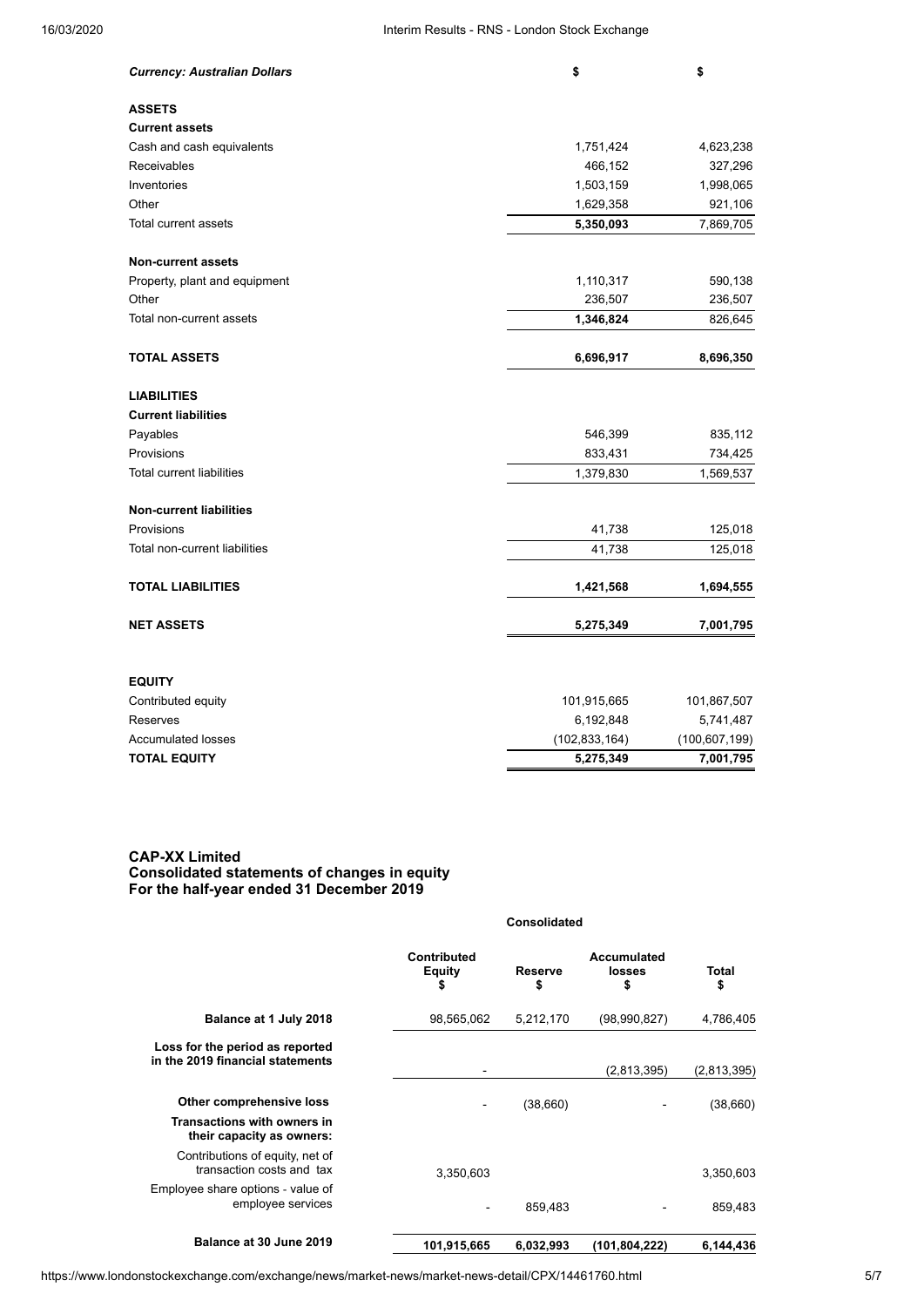| *Currency: Australian Dollars* | $ | $ |
|---|---|---|
| **ASSETS** | | |
| **Current assets** | | |
| Cash and cash equivalents | 1,751,424 | 4,623,238 |
| Receivables | 466,152 | 327,296 |
| Inventories | 1,503,159 | 1,998,065 |
| Other | 1,629,358 | 921,106 |
| Total current assets | **5,350,093** | 7,869,705 |
| **Non-current assets** | | |
| Property, plant and equipment | 1,110,317 | 590,138 |
| Other | 236,507 | 236,507 |
| Total non-current assets | **1,346,824** | 826,645 |
| **TOTAL ASSETS** | **6,696,917** | **8,696,350** |
| **LIABILITIES** | | |
| **Current liabilities** | | |
| Payables | 546,399 | 835,112 |
| Provisions | 833,431 | 734,425 |
| Total current liabilities | 1,379,830 | 1,569,537 |
| **Non-current liabilities** | | |
| Provisions | 41,738 | 125,018 |
| Total non-current liabilities | 41,738 | 125,018 |
| **TOTAL LIABILITIES** | **1,421,568** | **1,694,555** |
| **NET ASSETS** | **5,275,349** | **7,001,795** |
| **EQUITY** | | |
| Contributed equity | 101,915,665 | 101,867,507 |
| Reserves | 6,192,848 | 5,741,487 |
| Accumulated losses | (102,833,164) | (100,607,199) |
| **TOTAL EQUITY** | **5,275,349** | **7,001,795** |

**CAP-XX Limited**
**Consolidated statements of changes in equity**
**For the half-year ended 31 December 2019**

| | Consolidated | | | |
|---|---|---|---|---|
| | **Contributed Equity $** | **Reserve $** | **Accumulated losses $** | **Total $** |
| **Balance at 1 July 2018** | 98,565,062 | 5,212,170 | (98,990,827) | 4,786,405 |
| **Loss for the period as reported in the 2019 financial statements** | - | | (2,813,395) | (2,813,395) |
| **Other comprehensive loss** | - | (38,660) | - | (38,660) |
| **Transactions with owners in their capacity as owners:** | | | | |
| Contributions of equity, net of transaction costs and tax | 3,350,603 | | | 3,350,603 |
| Employee share options - value of employee services | - | 859,483 | - | 859,483 |
| **Balance at 30 June 2019** | **101,915,665** | **6,032,993** | **(101,804,222)** | **6,144,436** |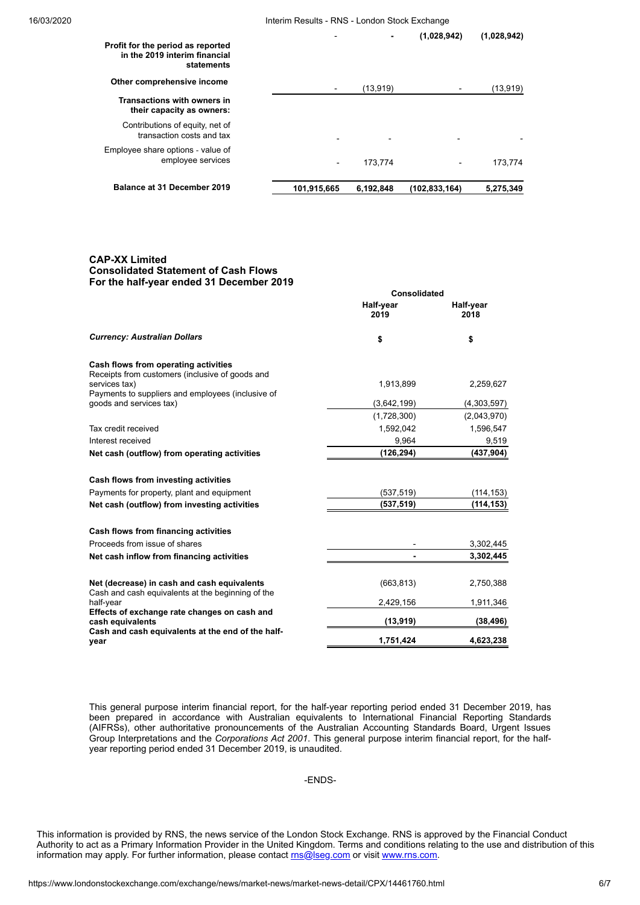| | | | | |
|---|---|---|---|---|
| **Profit for the period as reported in the 2019 interim financial statements** | - | - | **(1,028,942)** | **(1,028,942)** |
| **Other comprehensive income** | - | (13,919) | - | (13,919) |
| **Transactions with owners in their capacity as owners:** | | | | |
| Contributions of equity, net of transaction costs and tax | - | - | - | - |
| Employee share options - value of employee services | - | 173,774 | - | 173,774 |
| **Balance at 31 December 2019** | **101,915,665** | **6,192,848** | **(102,833,164)** | **5,275,349** |

**CAP-XX Limited**
**Consolidated Statement of Cash Flows**
**For the half-year ended 31 December 2019**

| | Consolidated | |
|---|---|---|
| | **Half-year 2019** | **Half-year 2018** |
| ***Currency: Australian Dollars*** | **$** | **$** |
| **Cash flows from operating activities** | | |
| Receipts from customers (inclusive of goods and services tax) | 1,913,899 | 2,259,627 |
| Payments to suppliers and employees (inclusive of goods and services tax) | (3,642,199) | (4,303,597) |
| | (1,728,300) | (2,043,970) |
| Tax credit received | 1,592,042 | 1,596,547 |
| Interest received | 9,964 | 9,519 |
| **Net cash (outflow) from operating activities** | **(126,294)** | **(437,904)** |
| **Cash flows from investing activities** | | |
| Payments for property, plant and equipment | (537,519) | (114,153) |
| **Net cash (outflow) from investing activities** | **(537,519)** | **(114,153)** |
| **Cash flows from financing activities** | | |
| Proceeds from issue of shares | - | 3,302,445 |
| **Net cash inflow from financing activities** | **-** | **3,302,445** |
| **Net (decrease) in cash and cash equivalents** | (663,813) | 2,750,388 |
| Cash and cash equivalents at the beginning of the half-year | 2,429,156 | 1,911,346 |
| **Effects of exchange rate changes on cash and cash equivalents** | **(13,919)** | **(38,496)** |
| **Cash and cash equivalents at the end of the half-year** | **1,751,424** | **4,623,238** |

This general purpose interim financial report, for the half-year reporting period ended 31 December 2019, has been prepared in accordance with Australian equivalents to International Financial Reporting Standards (AIFRSs), other authoritative pronouncements of the Australian Accounting Standards Board, Urgent Issues Group Interpretations and the *Corporations Act 2001*. This general purpose interim financial report, for the half-year reporting period ended 31 December 2019, is unaudited.

-ENDS-

This information is provided by RNS, the news service of the London Stock Exchange. RNS is approved by the Financial Conduct Authority to act as a Primary Information Provider in the United Kingdom. Terms and conditions relating to the use and distribution of this information may apply. For further information, please contact rns@lseg.com or visit www.rns.com.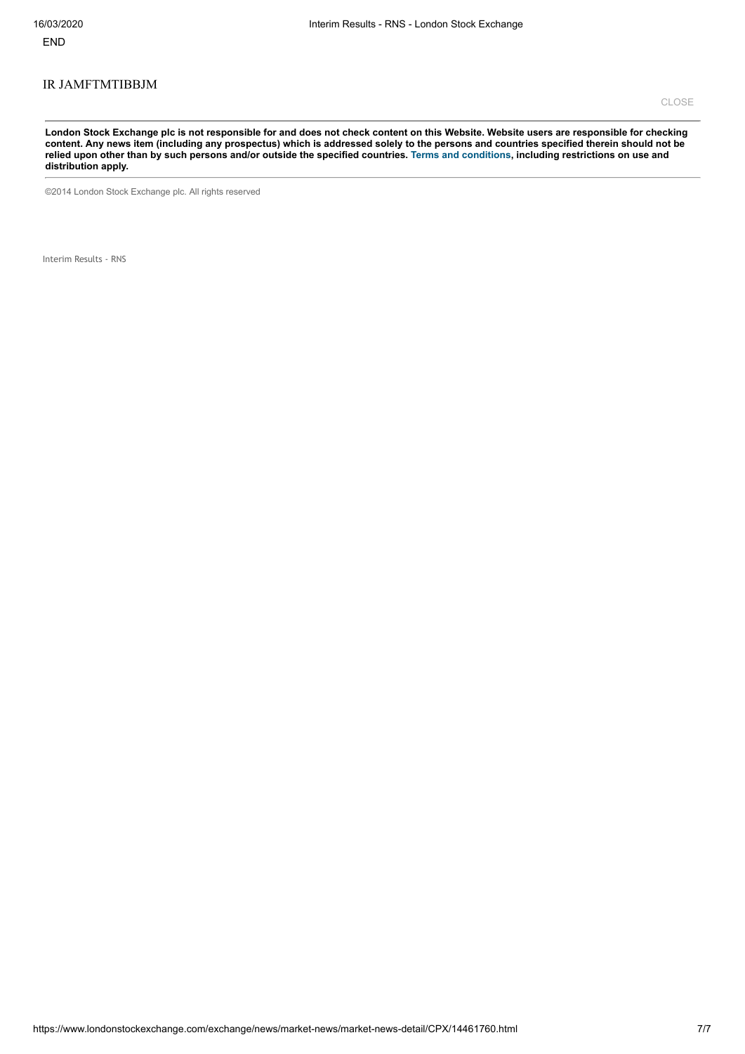END

IR JAMFTMTIBBJM

CLOSE

**London Stock Exchange plc is not responsible for and does not check content on this Website. Website users are responsible for checking content. Any news item (including any prospectus) which is addressed solely to the persons and countries specified therein should not be relied upon other than by such persons and/or outside the specified countries. Terms and conditions, including restrictions on use and distribution apply.**

©2014 London Stock Exchange plc. All rights reserved

Interim Results - RNS